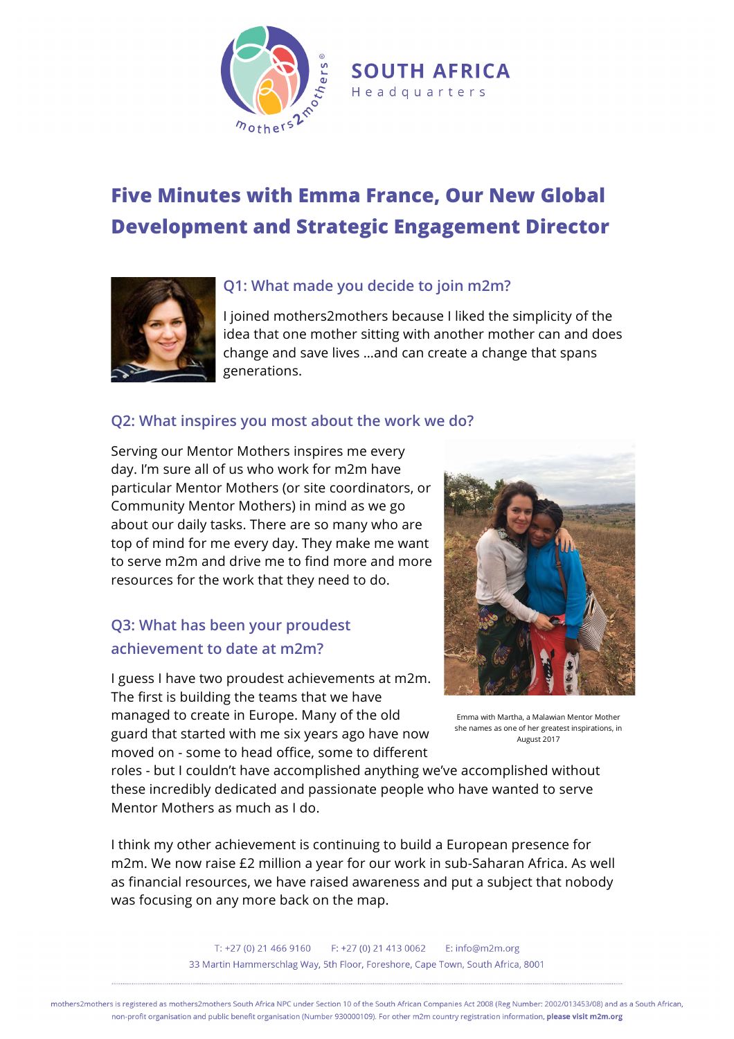SOUTH AFRICA
Headquarters

# Five Minutes with Emma France, Our New Global Development and Strategic Engagement Director

### Q1: What made you decide to join m2m?

I joined mothers2mothers because I liked the simplicity of the idea that one mother sitting with another mother can and does change and save lives ...and can create a change that spans generations.

### Q2: What inspires you most about the work we do?

Serving our Mentor Mothers inspires me every day. I'm sure all of us who work for m2m have particular Mentor Mothers (or site coordinators, or Community Mentor Mothers) in mind as we go about our daily tasks. There are so many who are top of mind for me every day. They make me want to serve m2m and drive me to find more and more resources for the work that they need to do.

Emma with Martha, a Malawian Mentor Mother she names as one of her greatest inspirations, in August 2017

### Q3: What has been your proudest achievement to date at m2m?

I guess I have two proudest achievements at m2m. The first is building the teams that we have managed to create in Europe. Many of the old guard that started with me six years ago have now moved on - some to head office, some to different roles - but I couldn't have accomplished anything we've accomplished without these incredibly dedicated and passionate people who have wanted to serve Mentor Mothers as much as I do.

I think my other achievement is continuing to build a European presence for m2m. We now raise £2 million a year for our work in sub-Saharan Africa. As well as financial resources, we have raised awareness and put a subject that nobody was focusing on any more back on the map.

T: +27 (0) 21 466 9160 F: +27 (0) 21 413 0062 E: info@m2m.org
33 Martin Hammerschlag Way, 5th Floor, Foreshore, Cape Town, South Africa, 8001

mothers2mothers is registered as mothers2mothers South Africa NPC under Section 10 of the South African Companies Act 2008 (Reg Number: 2002/013453/08) and as a South African, non-profit organisation and public benefit organisation (Number 930000109). For other m2m country registration information, **please visit m2m.org**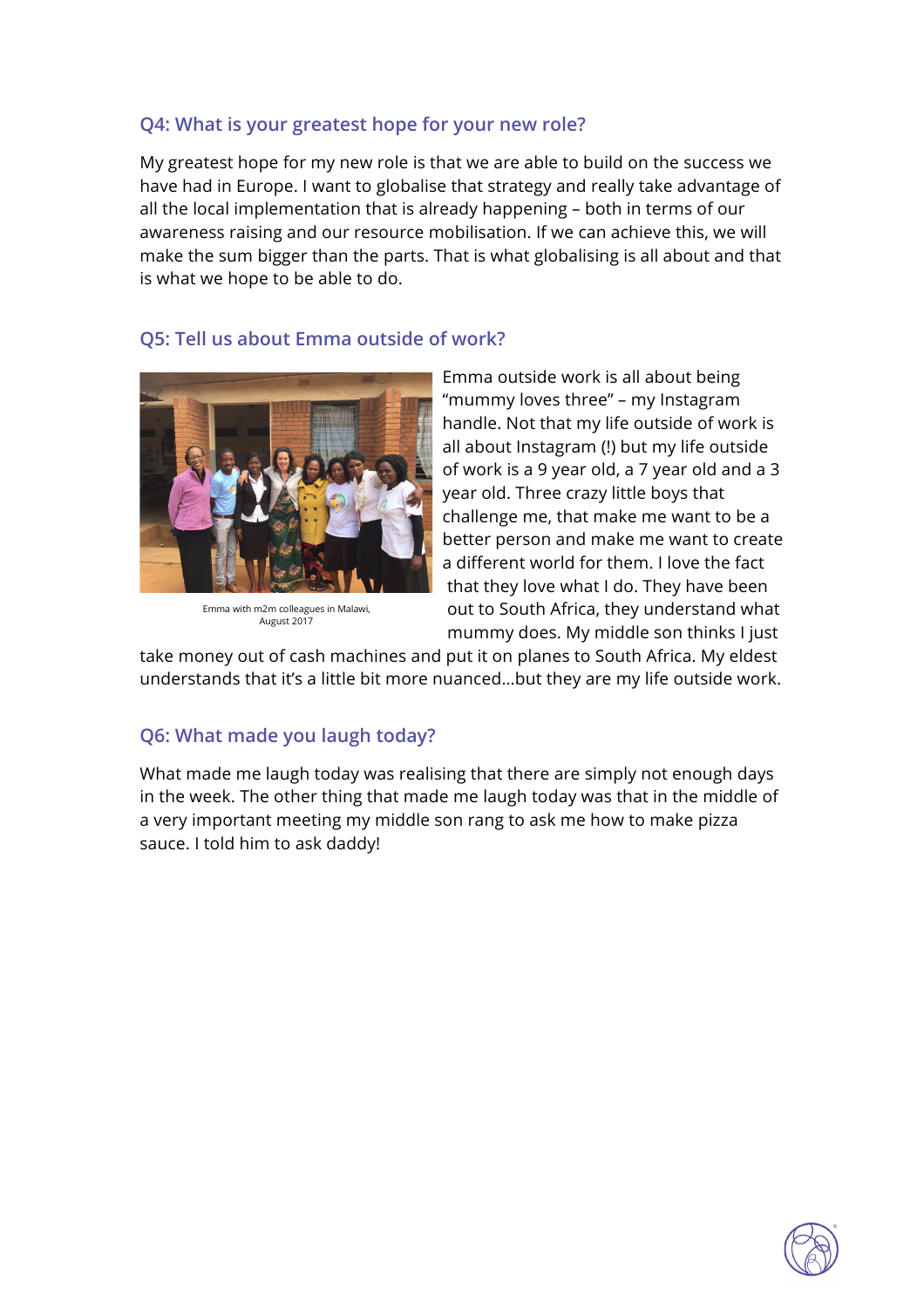### Q4: What is your greatest hope for your new role?

My greatest hope for my new role is that we are able to build on the success we have had in Europe. I want to globalise that strategy and really take advantage of all the local implementation that is already happening – both in terms of our awareness raising and our resource mobilisation. If we can achieve this, we will make the sum bigger than the parts. That is what globalising is all about and that is what we hope to be able to do.

### Q5: Tell us about Emma outside of work?

Emma with m2m colleagues in Malawi, August 2017

Emma outside work is all about being "mummy loves three" – my Instagram handle. Not that my life outside of work is all about Instagram (!) but my life outside of work is a 9 year old, a 7 year old and a 3 year old. Three crazy little boys that challenge me, that make me want to be a better person and make me want to create a different world for them. I love the fact that they love what I do. They have been out to South Africa, they understand what mummy does. My middle son thinks I just take money out of cash machines and put it on planes to South Africa. My eldest understands that it's a little bit more nuanced...but they are my life outside work.

### Q6: What made you laugh today?

What made me laugh today was realising that there are simply not enough days in the week. The other thing that made me laugh today was that in the middle of a very important meeting my middle son rang to ask me how to make pizza sauce. I told him to ask daddy!